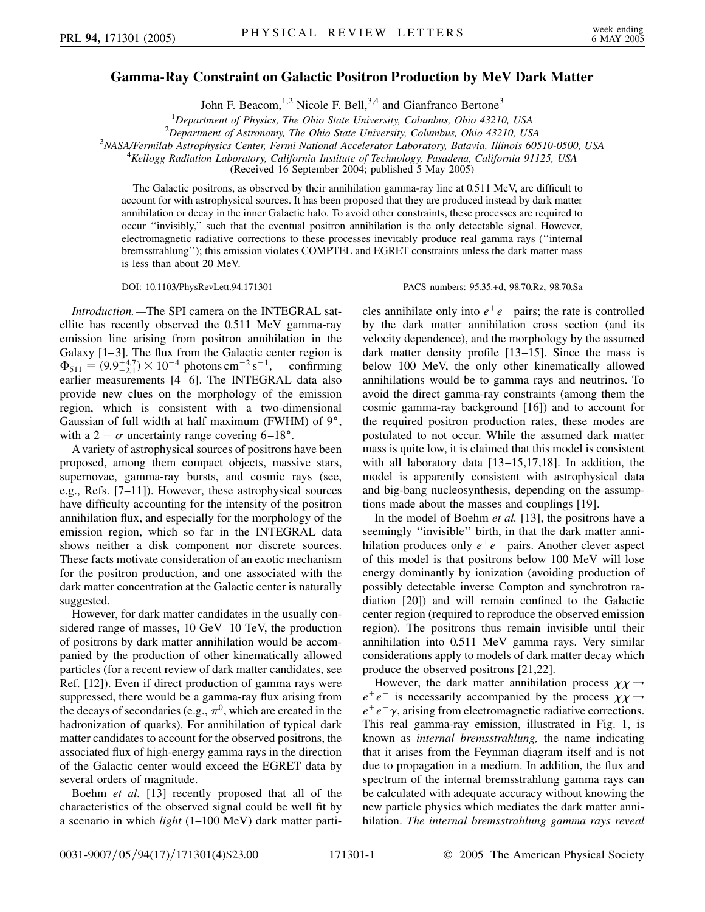# Gamma-Ray Constraint on Galactic Positron Production by MeV Dark Matter

John F. Beacom,[1,2] Nicole F. Bell,[3,4] and Gianfranco Bertone[3]

[1]*Department of Physics, The Ohio State University, Columbus, Ohio 43210, USA*
[2]*Department of Astronomy, The Ohio State University, Columbus, Ohio 43210, USA*
[3]*NASA/Fermilab Astrophysics Center, Fermi National Accelerator Laboratory, Batavia, Illinois 60510-0500, USA*
[4]*Kellogg Radiation Laboratory, California Institute of Technology, Pasadena, California 91125, USA*
(Received 16 September 2004; published 5 May 2005)

The Galactic positrons, as observed by their annihilation gamma-ray line at 0.511 MeV, are difficult to account for with astrophysical sources. It has been proposed that they are produced instead by dark matter annihilation or decay in the inner Galactic halo. To avoid other constraints, these processes are required to occur "invisibly," such that the eventual positron annihilation is the only detectable signal. However, electromagnetic radiative corrections to these processes inevitably produce real gamma rays ("internal bremsstrahlung"); this emission violates COMPTEL and EGRET constraints unless the dark matter mass is less than about 20 MeV.

DOI: 10.1103/PhysRevLett.94.171301 PACS numbers: 95.35.+d, 98.70.Rz, 98.70.Sa

*Introduction.*—The SPI camera on the INTEGRAL satellite has recently observed the 0.511 MeV gamma-ray emission line arising from positron annihilation in the Galaxy [1–3]. The flux from the Galactic center region is $\Phi_{511} = (9.9^{+4.7}_{-2.1}) \times 10^{-4}$ photons $\mathrm{cm}^{-2}\,\mathrm{s}^{-1}$, confirming earlier measurements [4–6]. The INTEGRAL data also provide new clues on the morphology of the emission region, which is consistent with a two-dimensional Gaussian of full width at half maximum (FWHM) of 9°, with a $2-\sigma$ uncertainty range covering 6–18°.

A variety of astrophysical sources of positrons have been proposed, among them compact objects, massive stars, supernovae, gamma-ray bursts, and cosmic rays (see, e.g., Refs. [7–11]). However, these astrophysical sources have difficulty accounting for the intensity of the positron annihilation flux, and especially for the morphology of the emission region, which so far in the INTEGRAL data shows neither a disk component nor discrete sources. These facts motivate consideration of an exotic mechanism for the positron production, and one associated with the dark matter concentration at the Galactic center is naturally suggested.

However, for dark matter candidates in the usually considered range of masses, 10 GeV–10 TeV, the production of positrons by dark matter annihilation would be accompanied by the production of other kinematically allowed particles (for a recent review of dark matter candidates, see Ref. [12]). Even if direct production of gamma rays were suppressed, there would be a gamma-ray flux arising from the decays of secondaries (e.g., $\pi^0$, which are created in the hadronization of quarks). For annihilation of typical dark matter candidates to account for the observed positrons, the associated flux of high-energy gamma rays in the direction of the Galactic center would exceed the EGRET data by several orders of magnitude.

Boehm *et al.* [13] recently proposed that all of the characteristics of the observed signal could be well fit by a scenario in which *light* (1–100 MeV) dark matter particles annihilate only into $e^+e^-$ pairs; the rate is controlled by the dark matter annihilation cross section (and its velocity dependence), and the morphology by the assumed dark matter density profile [13–15]. Since the mass is below 100 MeV, the only other kinematically allowed annihilations would be to gamma rays and neutrinos. To avoid the direct gamma-ray constraints (among them the cosmic gamma-ray background [16]) and to account for the required positron production rates, these modes are postulated to not occur. While the assumed dark matter mass is quite low, it is claimed that this model is consistent with all laboratory data [13–15,17,18]. In addition, the model is apparently consistent with astrophysical data and big-bang nucleosynthesis, depending on the assumptions made about the masses and couplings [19].

In the model of Boehm *et al.* [13], the positrons have a seemingly "invisible" birth, in that the dark matter annihilation produces only $e^+e^-$ pairs. Another clever aspect of this model is that positrons below 100 MeV will lose energy dominantly by ionization (avoiding production of possibly detectable inverse Compton and synchrotron radiation [20]) and will remain confined to the Galactic center region (required to reproduce the observed emission region). The positrons thus remain invisible until their annihilation into 0.511 MeV gamma rays. Very similar considerations apply to models of dark matter decay which produce the observed positrons [21,22].

However, the dark matter annihilation process $\chi\chi \to e^+e^-$ is necessarily accompanied by the process $\chi\chi \to e^+e^-\gamma$, arising from electromagnetic radiative corrections. This real gamma-ray emission, illustrated in Fig. 1, is known as *internal bremsstrahlung,* the name indicating that it arises from the Feynman diagram itself and is not due to propagation in a medium. In addition, the flux and spectrum of the internal bremsstrahlung gamma rays can be calculated with adequate accuracy without knowing the new particle physics which mediates the dark matter annihilation. *The internal bremsstrahlung gamma rays reveal*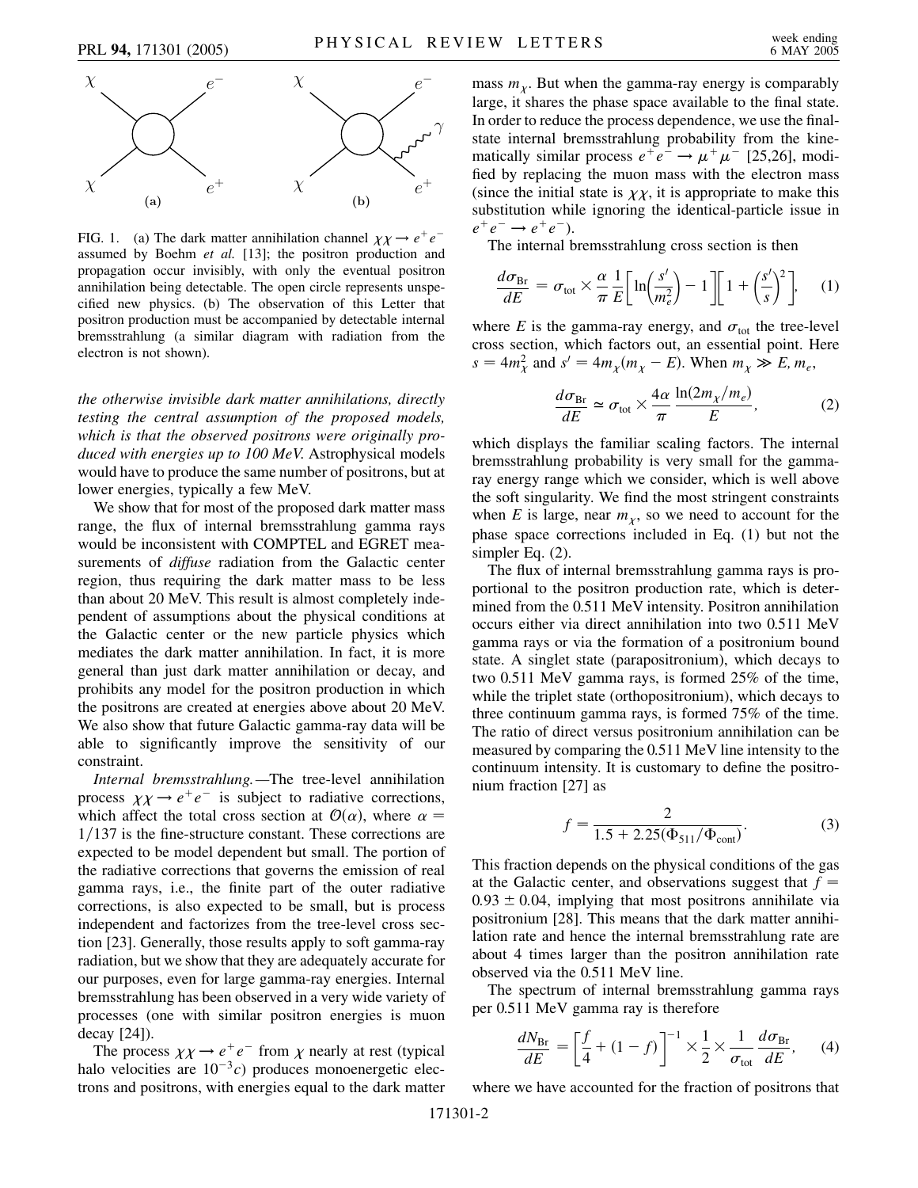FIG. 1. (a) The dark matter annihilation channel $\chi\chi \to e^+e^-$ assumed by Boehm *et al.* [13]; the positron production and propagation occur invisibly, with only the eventual positron annihilation being detectable. The open circle represents unspecified new physics. (b) The observation of this Letter that positron production must be accompanied by detectable internal bremsstrahlung (a similar diagram with radiation from the electron is not shown).

*the otherwise invisible dark matter annihilations, directly testing the central assumption of the proposed models, which is that the observed positrons were originally produced with energies up to 100 MeV.* Astrophysical models would have to produce the same number of positrons, but at lower energies, typically a few MeV.

We show that for most of the proposed dark matter mass range, the flux of internal bremsstrahlung gamma rays would be inconsistent with COMPTEL and EGRET measurements of *diffuse* radiation from the Galactic center region, thus requiring the dark matter mass to be less than about 20 MeV. This result is almost completely independent of assumptions about the physical conditions at the Galactic center or the new particle physics which mediates the dark matter annihilation. In fact, it is more general than just dark matter annihilation or decay, and prohibits any model for the positron production in which the positrons are created at energies above about 20 MeV. We also show that future Galactic gamma-ray data will be able to significantly improve the sensitivity of our constraint.

*Internal bremsstrahlung.*—The tree-level annihilation process $\chi\chi \to e^+e^-$ is subject to radiative corrections, which affect the total cross section at $\mathcal{O}(\alpha)$, where $\alpha = 1/137$ is the fine-structure constant. These corrections are expected to be model dependent but small. The portion of the radiative corrections that governs the emission of real gamma rays, i.e., the finite part of the outer radiative corrections, is also expected to be small, but is process independent and factorizes from the tree-level cross section [23]. Generally, those results apply to soft gamma-ray radiation, but we show that they are adequately accurate for our purposes, even for large gamma-ray energies. Internal bremsstrahlung has been observed in a very wide variety of processes (one with similar positron energies is muon decay [24]).

The process $\chi\chi \to e^+e^-$ from $\chi$ nearly at rest (typical halo velocities are $10^{-3}c$) produces monoenergetic electrons and positrons, with energies equal to the dark matter mass $m_\chi$. But when the gamma-ray energy is comparably large, it shares the phase space available to the final state. In order to reduce the process dependence, we use the final-state internal bremsstrahlung probability from the kinematically similar process $e^+e^- \to \mu^+\mu^-$ [25,26], modified by replacing the muon mass with the electron mass (since the initial state is $\chi\chi$, it is appropriate to make this substitution while ignoring the identical-particle issue in $e^+e^- \to e^+e^-$).

The internal bremsstrahlung cross section is then

$$\frac{d\sigma_{\rm Br}}{dE} = \sigma_{\rm tot} \times \frac{\alpha}{\pi}\frac{1}{E}\left[\ln\left(\frac{s'}{m_e^2}\right) - 1\right]\left[1 + \left(\frac{s'}{s}\right)^2\right], \quad (1)$$

where $E$ is the gamma-ray energy, and $\sigma_{\rm tot}$ the tree-level cross section, which factors out, an essential point. Here $s = 4m_\chi^2$ and $s' = 4m_\chi(m_\chi - E)$. When $m_\chi \gg E, m_e$,

$$\frac{d\sigma_{\rm Br}}{dE} \simeq \sigma_{\rm tot} \times \frac{4\alpha}{\pi}\frac{\ln(2m_\chi/m_e)}{E}, \quad (2)$$

which displays the familiar scaling factors. The internal bremsstrahlung probability is very small for the gamma-ray energy range which we consider, which is well above the soft singularity. We find the most stringent constraints when $E$ is large, near $m_\chi$, so we need to account for the phase space corrections included in Eq. (1) but not the simpler Eq. (2).

The flux of internal bremsstrahlung gamma rays is proportional to the positron production rate, which is determined from the 0.511 MeV intensity. Positron annihilation occurs either via direct annihilation into two 0.511 MeV gamma rays or via the formation of a positronium bound state. A singlet state (parapositronium), which decays to two 0.511 MeV gamma rays, is formed 25% of the time, while the triplet state (orthopositronium), which decays to three continuum gamma rays, is formed 75% of the time. The ratio of direct versus positronium annihilation can be measured by comparing the 0.511 MeV line intensity to the continuum intensity. It is customary to define the positronium fraction [27] as

$$f = \frac{2}{1.5 + 2.25(\Phi_{511}/\Phi_{\rm cont})}. \quad (3)$$

This fraction depends on the physical conditions of the gas at the Galactic center, and observations suggest that $f = 0.93 \pm 0.04$, implying that most positrons annihilate via positronium [28]. This means that the dark matter annihilation rate and hence the internal bremsstrahlung rate are about 4 times larger than the positron annihilation rate observed via the 0.511 MeV line.

The spectrum of internal bremsstrahlung gamma rays per 0.511 MeV gamma ray is therefore

$$\frac{dN_{\rm Br}}{dE} = \left[\frac{f}{4} + (1 - f)\right]^{-1} \times \frac{1}{2} \times \frac{1}{\sigma_{\rm tot}}\frac{d\sigma_{\rm Br}}{dE}, \quad (4)$$

where we have accounted for the fraction of positrons that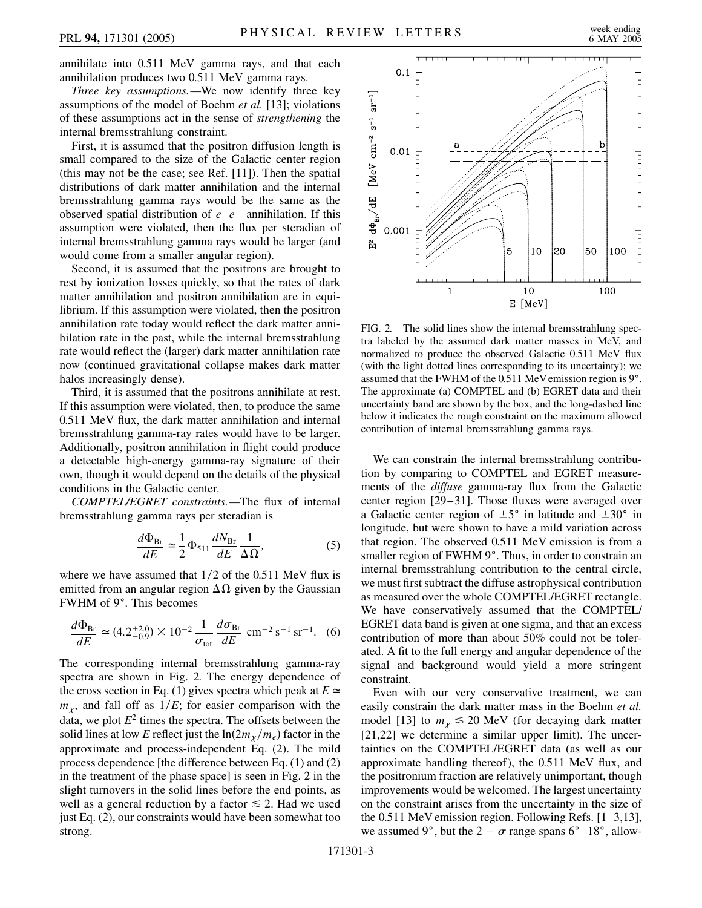annihilate into 0.511 MeV gamma rays, and that each annihilation produces two 0.511 MeV gamma rays.

*Three key assumptions.*—We now identify three key assumptions of the model of Boehm *et al.* [13]; violations of these assumptions act in the sense of *strengthening* the internal bremsstrahlung constraint.

First, it is assumed that the positron diffusion length is small compared to the size of the Galactic center region (this may not be the case; see Ref. [11]). Then the spatial distributions of dark matter annihilation and the internal bremsstrahlung gamma rays would be the same as the observed spatial distribution of $e^+e^-$ annihilation. If this assumption were violated, then the flux per steradian of internal bremsstrahlung gamma rays would be larger (and would come from a smaller angular region).

Second, it is assumed that the positrons are brought to rest by ionization losses quickly, so that the rates of dark matter annihilation and positron annihilation are in equilibrium. If this assumption were violated, then the positron annihilation rate today would reflect the dark matter annihilation rate in the past, while the internal bremsstrahlung rate would reflect the (larger) dark matter annihilation rate now (continued gravitational collapse makes dark matter halos increasingly dense).

Third, it is assumed that the positrons annihilate at rest. If this assumption were violated, then, to produce the same 0.511 MeV flux, the dark matter annihilation and internal bremsstrahlung gamma-ray rates would have to be larger. Additionally, positron annihilation in flight could produce a detectable high-energy gamma-ray signature of their own, though it would depend on the details of the physical conditions in the Galactic center.

*COMPTEL/EGRET constraints.*—The flux of internal bremsstrahlung gamma rays per steradian is

$$\frac{d\Phi_{\rm Br}}{dE} \simeq \frac{1}{2}\Phi_{511}\frac{dN_{\rm Br}}{dE}\frac{1}{\Delta\Omega}, \tag{5}$$

where we have assumed that 1/2 of the 0.511 MeV flux is emitted from an angular region $\Delta\Omega$ given by the Gaussian FWHM of 9°. This becomes

$$\frac{d\Phi_{\rm Br}}{dE} \simeq (4.2^{+2.0}_{-0.9}) \times 10^{-2}\frac{1}{\sigma_{\rm tot}}\frac{d\sigma_{\rm Br}}{dE}\ {\rm cm}^{-2}\,{\rm s}^{-1}\,{\rm sr}^{-1}. \tag{6}$$

The corresponding internal bremsstrahlung gamma-ray spectra are shown in Fig. 2. The energy dependence of the cross section in Eq. (1) gives spectra which peak at $E \simeq m_\chi$, and fall off as $1/E$; for easier comparison with the data, we plot $E^2$ times the spectra. The offsets between the solid lines at low $E$ reflect just the $\ln(2m_\chi/m_e)$ factor in the approximate and process-independent Eq. (2). The mild process dependence [the difference between Eq. (1) and (2) in the treatment of the phase space] is seen in Fig. 2 in the slight turnovers in the solid lines before the end points, as well as a general reduction by a factor $\lesssim 2$. Had we used just Eq. (2), our constraints would have been somewhat too strong.

FIG. 2. The solid lines show the internal bremsstrahlung spectra labeled by the assumed dark matter masses in MeV, and normalized to produce the observed Galactic 0.511 MeV flux (with the light dotted lines corresponding to its uncertainty); we assumed that the FWHM of the 0.511 MeV emission region is 9°. The approximate (a) COMPTEL and (b) EGRET data and their uncertainty band are shown by the box, and the long-dashed line below it indicates the rough constraint on the maximum allowed contribution of internal bremsstrahlung gamma rays.

We can constrain the internal bremsstrahlung contribution by comparing to COMPTEL and EGRET measurements of the *diffuse* gamma-ray flux from the Galactic center region [29–31]. Those fluxes were averaged over a Galactic center region of ±5° in latitude and ±30° in longitude, but were shown to have a mild variation across that region. The observed 0.511 MeV emission is from a smaller region of FWHM 9°. Thus, in order to constrain an internal bremsstrahlung contribution to the central circle, we must first subtract the diffuse astrophysical contribution as measured over the whole COMPTEL/EGRET rectangle. We have conservatively assumed that the COMPTEL/EGRET data band is given at one sigma, and that an excess contribution of more than about 50% could not be tolerated. A fit to the full energy and angular dependence of the signal and background would yield a more stringent constraint.

Even with our very conservative treatment, we can easily constrain the dark matter mass in the Boehm *et al.* model [13] to $m_\chi \lesssim 20$ MeV (for decaying dark matter [21,22] we determine a similar upper limit). The uncertainties on the COMPTEL/EGRET data (as well as our approximate handling thereof), the 0.511 MeV flux, and the positronium fraction are relatively unimportant, though improvements would be welcomed. The largest uncertainty on the constraint arises from the uncertainty in the size of the 0.511 MeV emission region. Following Refs. [1–3,13], we assumed 9°, but the 2 − σ range spans 6°–18°, allow-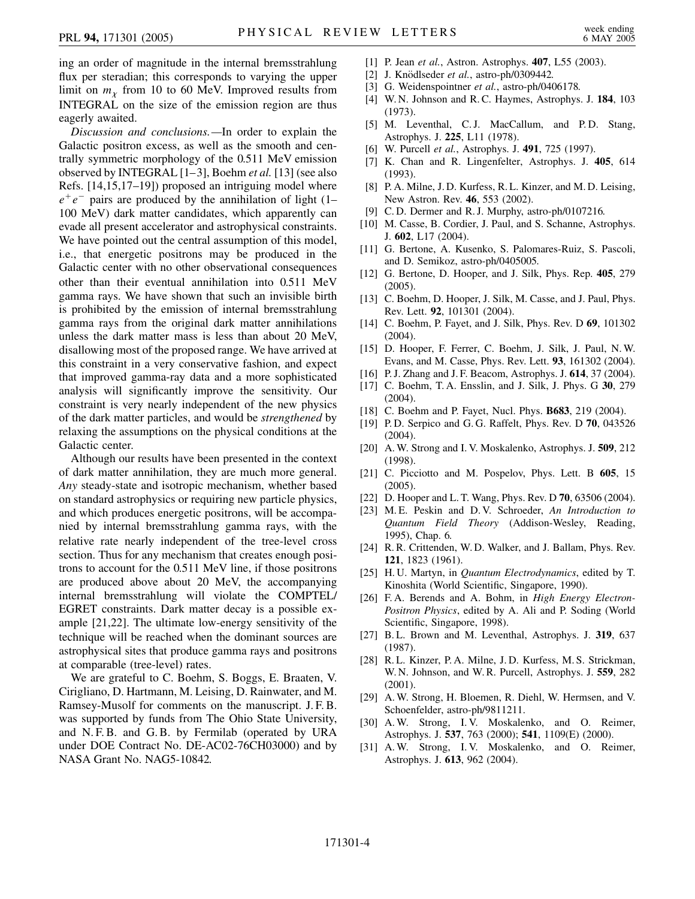ing an order of magnitude in the internal bremsstrahlung flux per steradian; this corresponds to varying the upper limit on $m_\chi$ from 10 to 60 MeV. Improved results from INTEGRAL on the size of the emission region are thus eagerly awaited.

*Discussion and conclusions.*—In order to explain the Galactic positron excess, as well as the smooth and centrally symmetric morphology of the 0.511 MeV emission observed by INTEGRAL [1–3], Boehm *et al.* [13] (see also Refs. [14,15,17–19]) proposed an intriguing model where $e^+e^-$ pairs are produced by the annihilation of light (1–100 MeV) dark matter candidates, which apparently can evade all present accelerator and astrophysical constraints. We have pointed out the central assumption of this model, i.e., that energetic positrons may be produced in the Galactic center with no other observational consequences other than their eventual annihilation into 0.511 MeV gamma rays. We have shown that such an invisible birth is prohibited by the emission of internal bremsstrahlung gamma rays from the original dark matter annihilations unless the dark matter mass is less than about 20 MeV, disallowing most of the proposed range. We have arrived at this constraint in a very conservative fashion, and expect that improved gamma-ray data and a more sophisticated analysis will significantly improve the sensitivity. Our constraint is very nearly independent of the new physics of the dark matter particles, and would be *strengthened* by relaxing the assumptions on the physical conditions at the Galactic center.

Although our results have been presented in the context of dark matter annihilation, they are much more general. *Any* steady-state and isotropic mechanism, whether based on standard astrophysics or requiring new particle physics, and which produces energetic positrons, will be accompanied by internal bremsstrahlung gamma rays, with the relative rate nearly independent of the tree-level cross section. Thus for any mechanism that creates enough positrons to account for the 0.511 MeV line, if those positrons are produced above about 20 MeV, the accompanying internal bremsstrahlung will violate the COMPTEL/EGRET constraints. Dark matter decay is a possible example [21,22]. The ultimate low-energy sensitivity of the technique will be reached when the dominant sources are astrophysical sites that produce gamma rays and positrons at comparable (tree-level) rates.

We are grateful to C. Boehm, S. Boggs, E. Braaten, V. Cirigliano, D. Hartmann, M. Leising, D. Rainwater, and M. Ramsey-Musolf for comments on the manuscript. J. F. B. was supported by funds from The Ohio State University, and N. F. B. and G. B. by Fermilab (operated by URA under DOE Contract No. DE-AC02-76CH03000) and by NASA Grant No. NAG5-10842.

[1] P. Jean *et al.*, Astron. Astrophys. **407**, L55 (2003).
[2] J. Knödlseder *et al.*, astro-ph/0309442.
[3] G. Weidenspointner *et al.*, astro-ph/0406178.
[4] W. N. Johnson and R. C. Haymes, Astrophys. J. **184**, 103 (1973).
[5] M. Leventhal, C. J. MacCallum, and P. D. Stang, Astrophys. J. **225**, L11 (1978).
[6] W. Purcell *et al.*, Astrophys. J. **491**, 725 (1997).
[7] K. Chan and R. Lingenfelter, Astrophys. J. **405**, 614 (1993).
[8] P. A. Milne, J. D. Kurfess, R. L. Kinzer, and M. D. Leising, New Astron. Rev. **46**, 553 (2002).
[9] C. D. Dermer and R. J. Murphy, astro-ph/0107216.
[10] M. Casse, B. Cordier, J. Paul, and S. Schanne, Astrophys. J. **602**, L17 (2004).
[11] G. Bertone, A. Kusenko, S. Palomares-Ruiz, S. Pascoli, and D. Semikoz, astro-ph/0405005.
[12] G. Bertone, D. Hooper, and J. Silk, Phys. Rep. **405**, 279 (2005).
[13] C. Boehm, D. Hooper, J. Silk, M. Casse, and J. Paul, Phys. Rev. Lett. **92**, 101301 (2004).
[14] C. Boehm, P. Fayet, and J. Silk, Phys. Rev. D **69**, 101302 (2004).
[15] D. Hooper, F. Ferrer, C. Boehm, J. Silk, J. Paul, N. W. Evans, and M. Casse, Phys. Rev. Lett. **93**, 161302 (2004).
[16] P. J. Zhang and J. F. Beacom, Astrophys. J. **614**, 37 (2004).
[17] C. Boehm, T. A. Ensslin, and J. Silk, J. Phys. G **30**, 279 (2004).
[18] C. Boehm and P. Fayet, Nucl. Phys. **B683**, 219 (2004).
[19] P. D. Serpico and G. G. Raffelt, Phys. Rev. D **70**, 043526 (2004).
[20] A. W. Strong and I. V. Moskalenko, Astrophys. J. **509**, 212 (1998).
[21] C. Picciotto and M. Pospelov, Phys. Lett. B **605**, 15 (2005).
[22] D. Hooper and L. T. Wang, Phys. Rev. D **70**, 63506 (2004).
[23] M. E. Peskin and D. V. Schroeder, *An Introduction to Quantum Field Theory* (Addison-Wesley, Reading, 1995), Chap. 6.
[24] R. R. Crittenden, W. D. Walker, and J. Ballam, Phys. Rev. **121**, 1823 (1961).
[25] H. U. Martyn, in *Quantum Electrodynamics*, edited by T. Kinoshita (World Scientific, Singapore, 1990).
[26] F. A. Berends and A. Bohm, in *High Energy Electron-Positron Physics*, edited by A. Ali and P. Soding (World Scientific, Singapore, 1998).
[27] B. L. Brown and M. Leventhal, Astrophys. J. **319**, 637 (1987).
[28] R. L. Kinzer, P. A. Milne, J. D. Kurfess, M. S. Strickman, W. N. Johnson, and W. R. Purcell, Astrophys. J. **559**, 282 (2001).
[29] A. W. Strong, H. Bloemen, R. Diehl, W. Hermsen, and V. Schoenfelder, astro-ph/9811211.
[30] A. W. Strong, I. V. Moskalenko, and O. Reimer, Astrophys. J. **537**, 763 (2000); **541**, 1109(E) (2000).
[31] A. W. Strong, I. V. Moskalenko, and O. Reimer, Astrophys. J. **613**, 962 (2004).